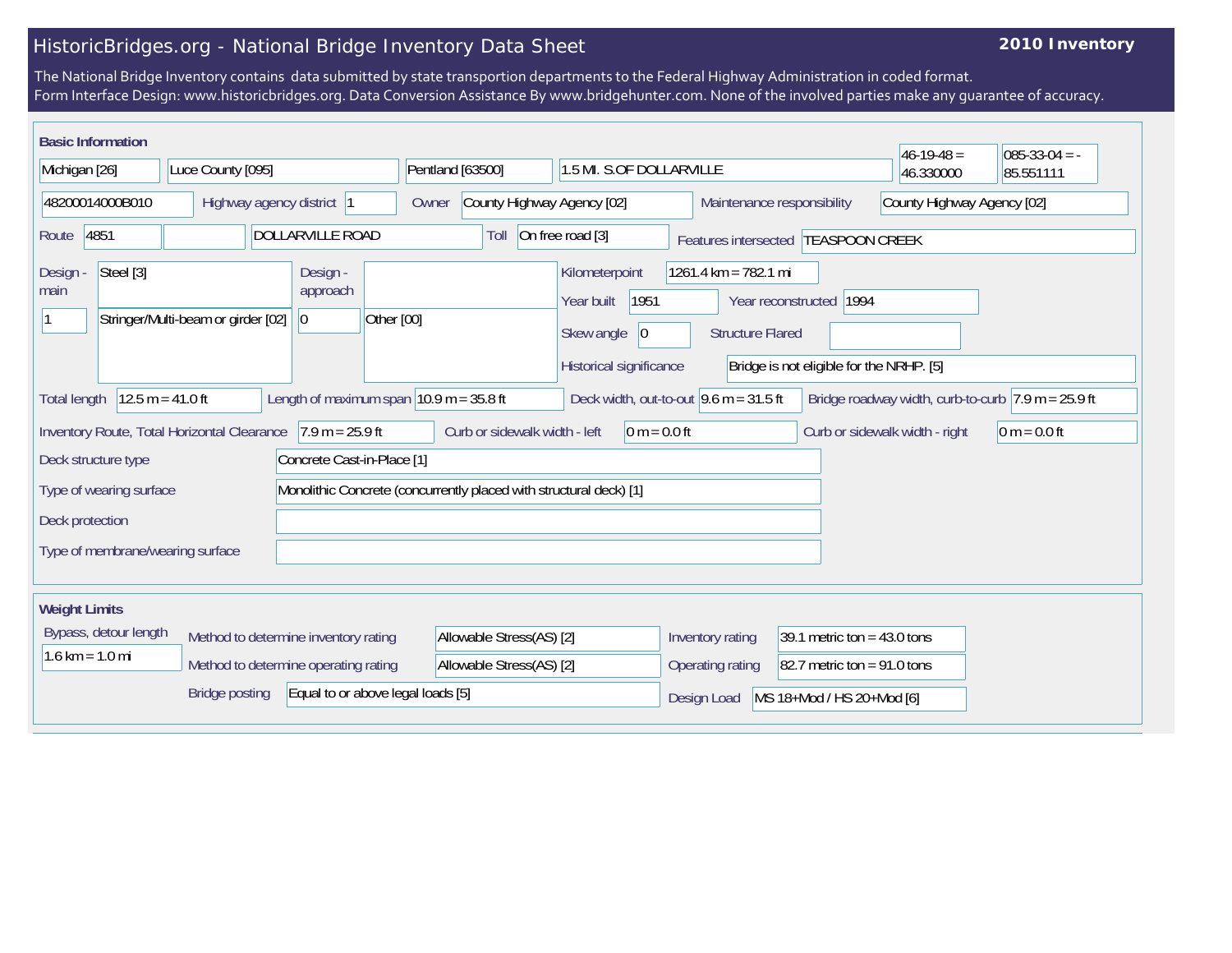# HistoricBridges.org - National Bridge Inventory Data Sheet

**2010 Inventory**

The National Bridge Inventory contains data submitted by state transportion departments to the Federal Highway Administration in coded format.
Form Interface Design: www.historicbridges.org. Data Conversion Assistance By www.bridgehunter.com. None of the involved parties make any guarantee of accuracy.

## Basic Information

| | |
|---|---|
| State | Michigan [26] |
| County | Luce County [095] |
| Place | Pentland [63500] |
| Location | 1.5 MI. S.OF DOLLARVILLE |
| Latitude | 46-19-48 = 46.330000 |
| Longitude | 085-33-04 = -85.551111 |
| Structure Number | 48200014000B010 |
| Highway agency district | 1 |
| Owner | County Highway Agency [02] |
| Maintenance responsibility | County Highway Agency [02] |
| Route | 4851 |
| Road | DOLLARVILLE ROAD |
| Toll | On free road [3] |
| Features intersected | TEASPOON CREEK |
| Design - main | Steel [3] |
| Design - main (spans) | 1 |
| Design - main (type) | Stringer/Multi-beam or girder [02] |
| Design - approach | |
| Design - approach (spans) | 0 |
| Design - approach (type) | Other [00] |
| Kilometerpoint | 1261.4 km = 782.1 mi |
| Year built | 1951 |
| Year reconstructed | 1994 |
| Skew angle | 0 |
| Structure Flared | |
| Historical significance | Bridge is not eligible for the NRHP. [5] |
| Total length | 12.5 m = 41.0 ft |
| Length of maximum span | 10.9 m = 35.8 ft |
| Deck width, out-to-out | 9.6 m = 31.5 ft |
| Bridge roadway width, curb-to-curb | 7.9 m = 25.9 ft |
| Inventory Route, Total Horizontal Clearance | 7.9 m = 25.9 ft |
| Curb or sidewalk width - left | 0 m = 0.0 ft |
| Curb or sidewalk width - right | 0 m = 0.0 ft |
| Deck structure type | Concrete Cast-in-Place [1] |
| Type of wearing surface | Monolithic Concrete (concurrently placed with structural deck) [1] |
| Deck protection | |
| Type of membrane/wearing surface | |

## Weight Limits

| | |
|---|---|
| Bypass, detour length | 1.6 km = 1.0 mi |
| Method to determine inventory rating | Allowable Stress(AS) [2] |
| Method to determine operating rating | Allowable Stress(AS) [2] |
| Bridge posting | Equal to or above legal loads [5] |
| Inventory rating | 39.1 metric ton = 43.0 tons |
| Operating rating | 82.7 metric ton = 91.0 tons |
| Design Load | MS 18+Mod / HS 20+Mod [6] |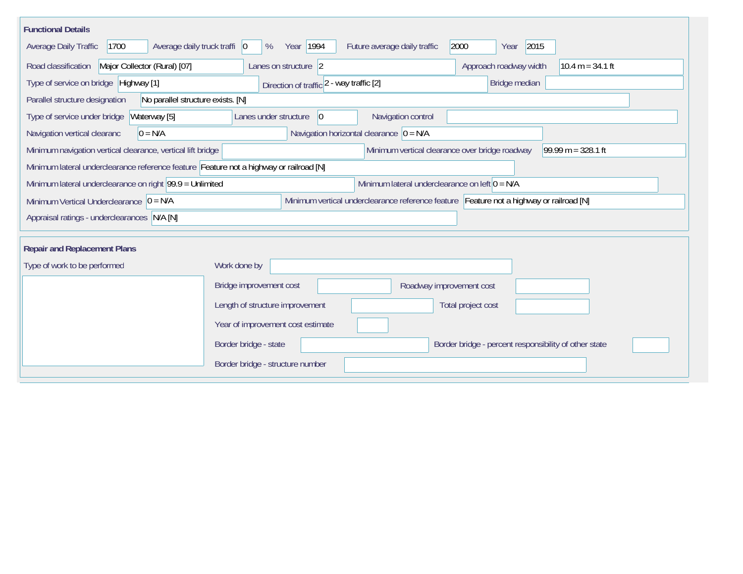## Functional Details

| Field | Value |
|---|---|
| Average Daily Traffic | 1700 |
| Average daily truck traffi | 0 % |
| Year | 1994 |
| Future average daily traffic | 2000 |
| Year | 2015 |
| Road classification | Major Collector (Rural) [07] |
| Lanes on structure | 2 |
| Approach roadway width | 10.4 m = 34.1 ft |
| Type of service on bridge | Highway [1] |
| Direction of traffic | 2 - way traffic [2] |
| Bridge median | |
| Parallel structure designation | No parallel structure exists. [N] |
| Type of service under bridge | Waterway [5] |
| Lanes under structure | 0 |
| Navigation control | |
| Navigation vertical clearanc | 0 = N/A |
| Navigation horizontal clearance | 0 = N/A |
| Minimum navigation vertical clearance, vertical lift bridge | |
| Minimum vertical clearance over bridge roadway | 99.99 m = 328.1 ft |
| Minimum lateral underclearance reference feature | Feature not a highway or railroad [N] |
| Minimum lateral underclearance on right | 99.9 = Unlimited |
| Minimum lateral underclearance on left | 0 = N/A |
| Minimum Vertical Underclearance | 0 = N/A |
| Minimum vertical underclearance reference feature | Feature not a highway or railroad [N] |
| Appraisal ratings - underclearances | N/A [N] |

## Repair and Replacement Plans

| Field | Value |
|---|---|
| Type of work to be performed | |
| Work done by | |
| Bridge improvement cost | |
| Roadway improvement cost | |
| Length of structure improvement | |
| Total project cost | |
| Year of improvement cost estimate | |
| Border bridge - state | |
| Border bridge - percent responsibility of other state | |
| Border bridge - structure number | |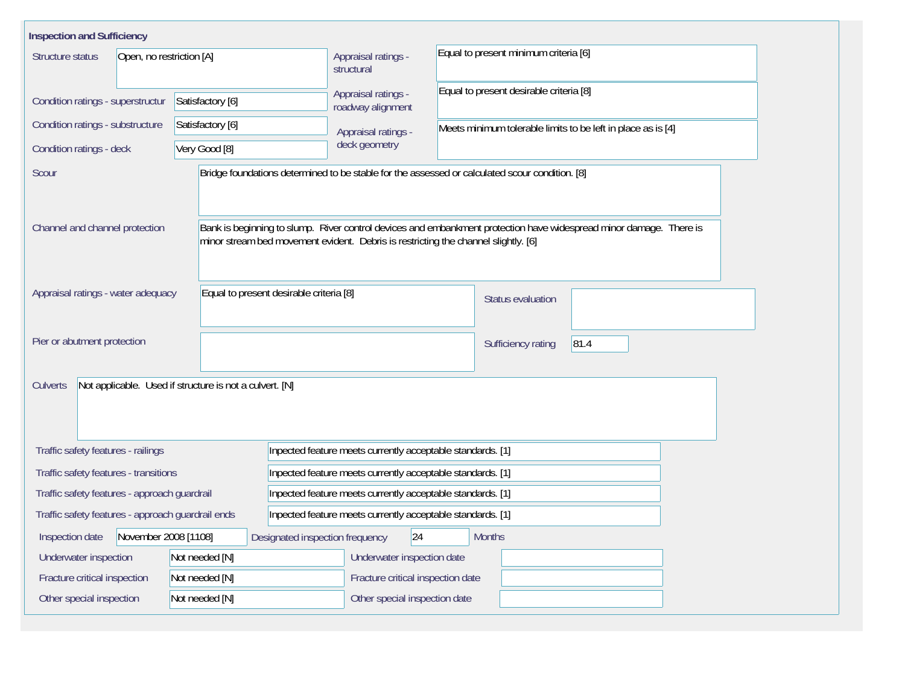## Inspection and Sufficiency

| | |
|---|---|
| Structure status | Open, no restriction [A] |
| Condition ratings - superstructur | Satisfactory [6] |
| Condition ratings - substructure | Satisfactory [6] |
| Condition ratings - deck | Very Good [8] |
| Appraisal ratings - structural | Equal to present minimum criteria [6] |
| Appraisal ratings - roadway alignment | Equal to present desirable criteria [8] |
| Appraisal ratings - deck geometry | Meets minimum tolerable limits to be left in place as is [4] |
| Scour | Bridge foundations determined to be stable for the assessed or calculated scour condition. [8] |
| Channel and channel protection | Bank is beginning to slump. River control devices and embankment protection have widespread minor damage. There is minor stream bed movement evident. Debris is restricting the channel slightly. [6] |
| Appraisal ratings - water adequacy | Equal to present desirable criteria [8] |
| Status evaluation | |
| Pier or abutment protection | |
| Sufficiency rating | 81.4 |
| Culverts | Not applicable. Used if structure is not a culvert. [N] |
| Traffic safety features - railings | Inpected feature meets currently acceptable standards. [1] |
| Traffic safety features - transitions | Inpected feature meets currently acceptable standards. [1] |
| Traffic safety features - approach guardrail | Inpected feature meets currently acceptable standards. [1] |
| Traffic safety features - approach guardrail ends | Inpected feature meets currently acceptable standards. [1] |
| Inspection date | November 2008 [1108] |
| Designated inspection frequency | 24 Months |
| Underwater inspection | Not needed [N] |
| Underwater inspection date | |
| Fracture critical inspection | Not needed [N] |
| Fracture critical inspection date | |
| Other special inspection | Not needed [N] |
| Other special inspection date | |